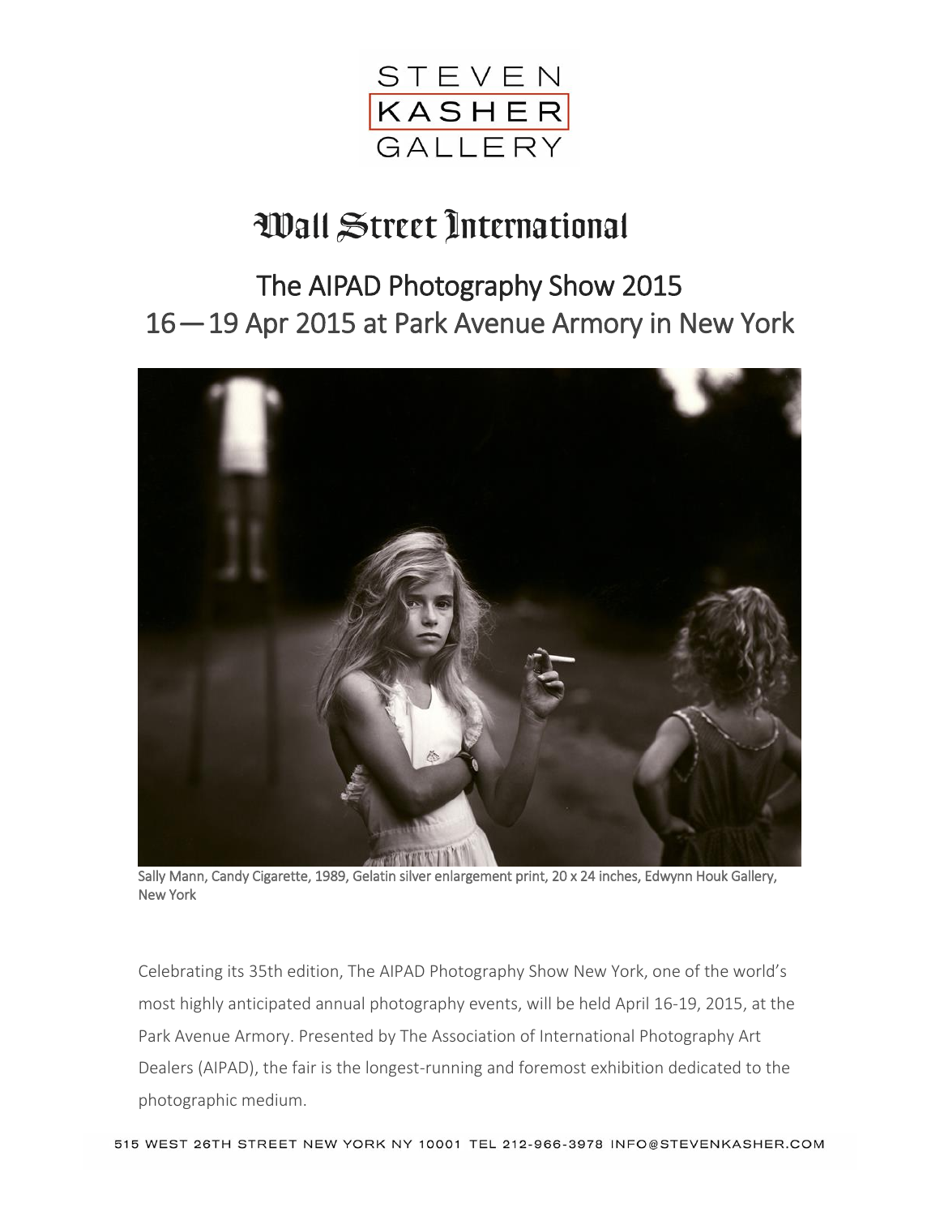STEVEN
KASHER
GALLERY

# Wall Street International

## The AIPAD Photography Show 2015
## 16 — 19 Apr 2015 at Park Avenue Armory in New York

Sally Mann, Candy Cigarette, 1989, Gelatin silver enlargement print, 20 x 24 inches, Edwynn Houk Gallery, New York

Celebrating its 35th edition, The AIPAD Photography Show New York, one of the world's most highly anticipated annual photography events, will be held April 16-19, 2015, at the Park Avenue Armory. Presented by The Association of International Photography Art Dealers (AIPAD), the fair is the longest-running and foremost exhibition dedicated to the photographic medium.

515 WEST 26TH STREET NEW YORK NY 10001 TEL 212-966-3978 INFO@STEVENKASHER.COM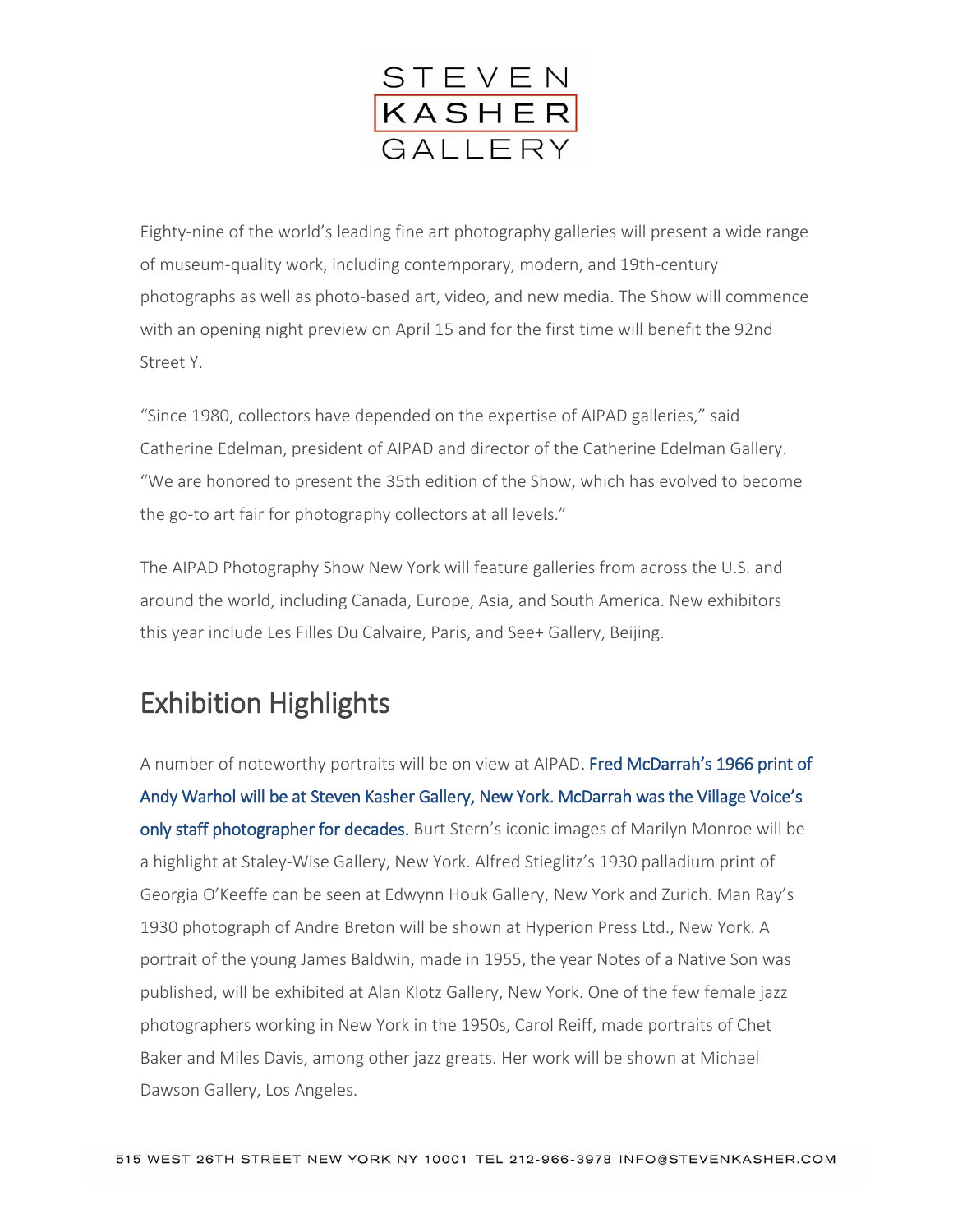Eighty-nine of the world's leading fine art photography galleries will present a wide range of museum-quality work, including contemporary, modern, and 19th-century photographs as well as photo-based art, video, and new media. The Show will commence with an opening night preview on April 15 and for the first time will benefit the 92nd Street Y.

"Since 1980, collectors have depended on the expertise of AIPAD galleries," said Catherine Edelman, president of AIPAD and director of the Catherine Edelman Gallery. "We are honored to present the 35th edition of the Show, which has evolved to become the go-to art fair for photography collectors at all levels."

The AIPAD Photography Show New York will feature galleries from across the U.S. and around the world, including Canada, Europe, Asia, and South America. New exhibitors this year include Les Filles Du Calvaire, Paris, and See+ Gallery, Beijing.

## Exhibition Highlights

A number of noteworthy portraits will be on view at AIPAD. Fred McDarrah's 1966 print of Andy Warhol will be at Steven Kasher Gallery, New York. McDarrah was the Village Voice's only staff photographer for decades. Burt Stern's iconic images of Marilyn Monroe will be a highlight at Staley-Wise Gallery, New York. Alfred Stieglitz's 1930 palladium print of Georgia O'Keeffe can be seen at Edwynn Houk Gallery, New York and Zurich. Man Ray's 1930 photograph of Andre Breton will be shown at Hyperion Press Ltd., New York. A portrait of the young James Baldwin, made in 1955, the year Notes of a Native Son was published, will be exhibited at Alan Klotz Gallery, New York. One of the few female jazz photographers working in New York in the 1950s, Carol Reiff, made portraits of Chet Baker and Miles Davis, among other jazz greats. Her work will be shown at Michael Dawson Gallery, Los Angeles.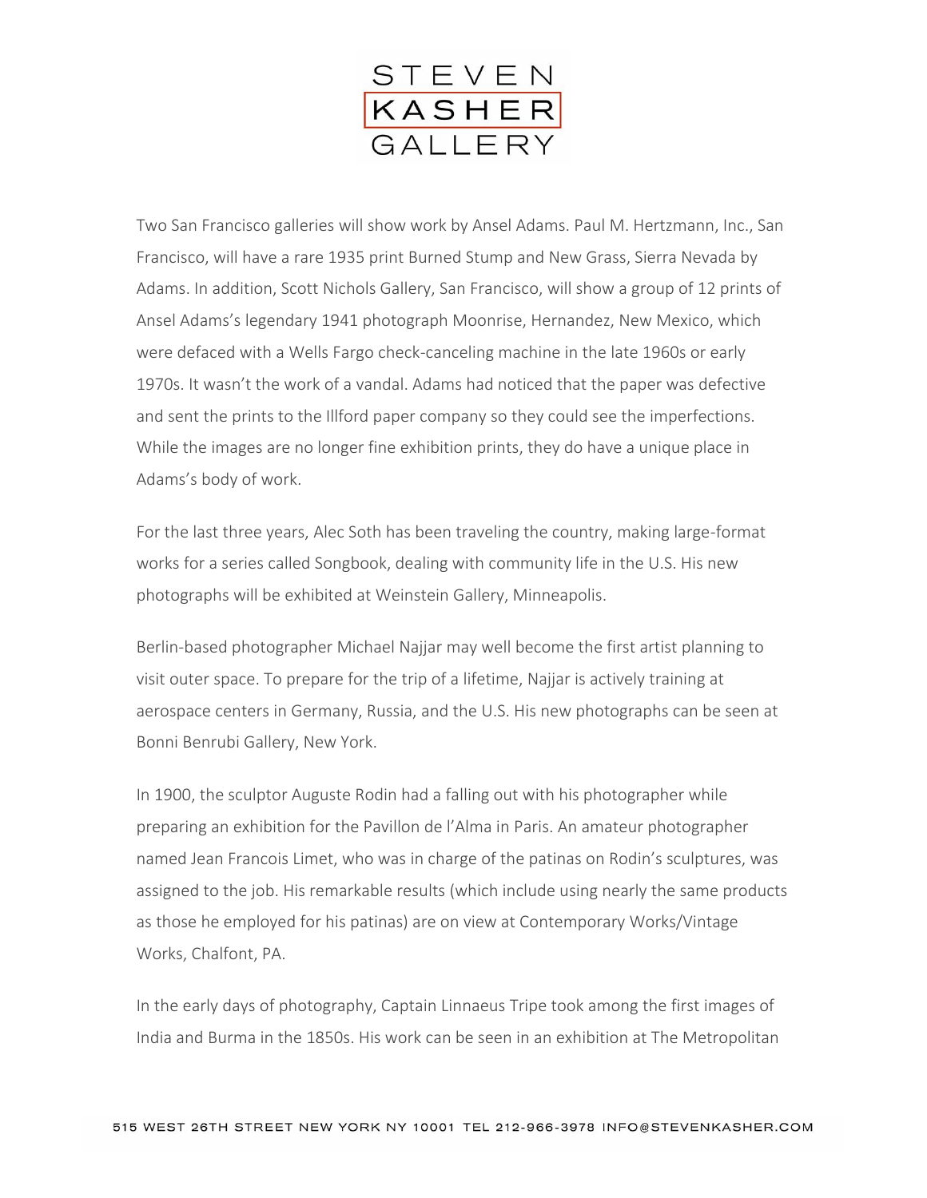Two San Francisco galleries will show work by Ansel Adams. Paul M. Hertzmann, Inc., San Francisco, will have a rare 1935 print Burned Stump and New Grass, Sierra Nevada by Adams. In addition, Scott Nichols Gallery, San Francisco, will show a group of 12 prints of Ansel Adams's legendary 1941 photograph Moonrise, Hernandez, New Mexico, which were defaced with a Wells Fargo check-canceling machine in the late 1960s or early 1970s. It wasn't the work of a vandal. Adams had noticed that the paper was defective and sent the prints to the Illford paper company so they could see the imperfections. While the images are no longer fine exhibition prints, they do have a unique place in Adams's body of work.

For the last three years, Alec Soth has been traveling the country, making large-format works for a series called Songbook, dealing with community life in the U.S. His new photographs will be exhibited at Weinstein Gallery, Minneapolis.

Berlin-based photographer Michael Najjar may well become the first artist planning to visit outer space. To prepare for the trip of a lifetime, Najjar is actively training at aerospace centers in Germany, Russia, and the U.S. His new photographs can be seen at Bonni Benrubi Gallery, New York.

In 1900, the sculptor Auguste Rodin had a falling out with his photographer while preparing an exhibition for the Pavillon de l'Alma in Paris. An amateur photographer named Jean Francois Limet, who was in charge of the patinas on Rodin's sculptures, was assigned to the job. His remarkable results (which include using nearly the same products as those he employed for his patinas) are on view at Contemporary Works/Vintage Works, Chalfont, PA.

In the early days of photography, Captain Linnaeus Tripe took among the first images of India and Burma in the 1850s. His work can be seen in an exhibition at The Metropolitan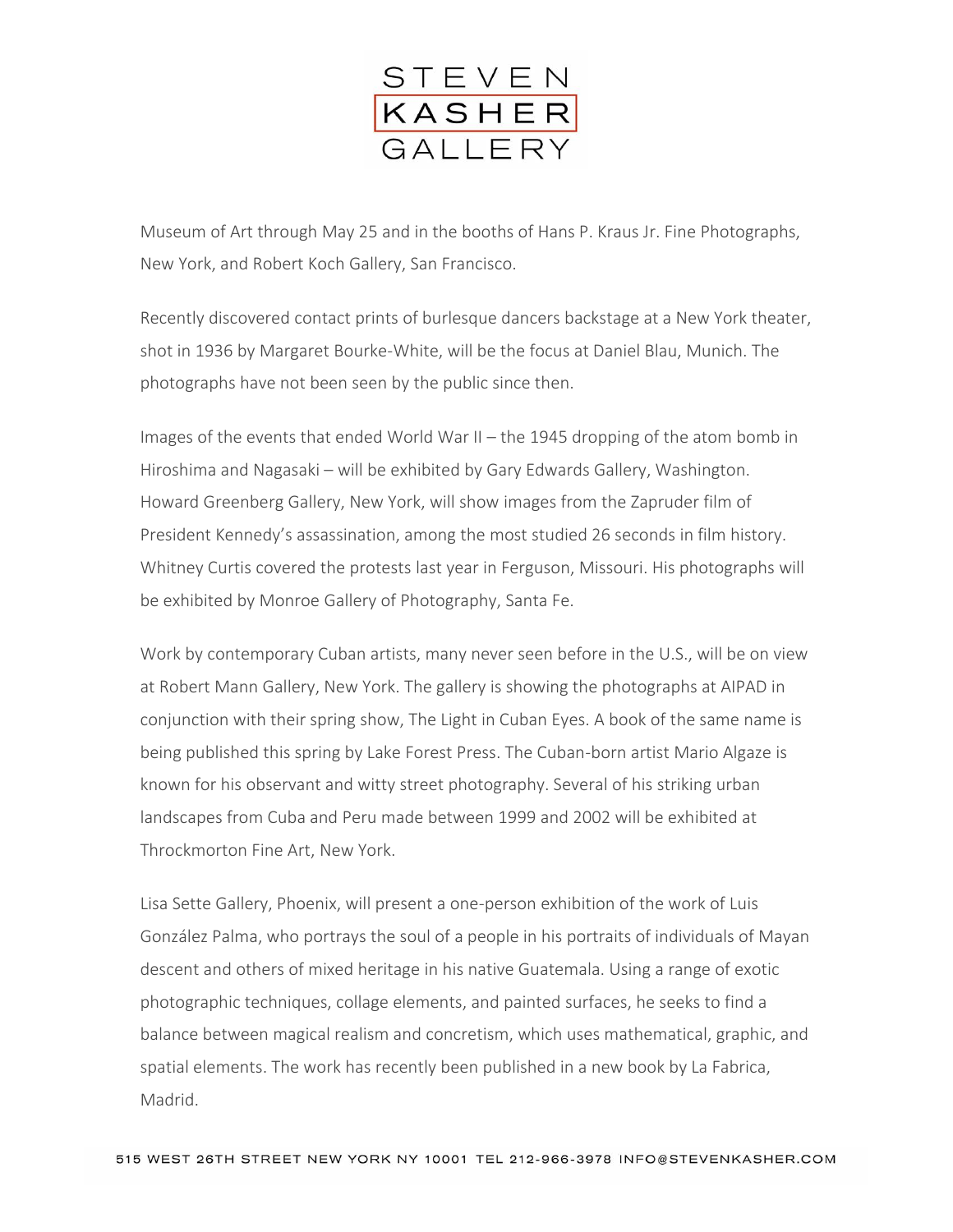Museum of Art through May 25 and in the booths of Hans P. Kraus Jr. Fine Photographs, New York, and Robert Koch Gallery, San Francisco.

Recently discovered contact prints of burlesque dancers backstage at a New York theater, shot in 1936 by Margaret Bourke-White, will be the focus at Daniel Blau, Munich. The photographs have not been seen by the public since then.

Images of the events that ended World War II – the 1945 dropping of the atom bomb in Hiroshima and Nagasaki – will be exhibited by Gary Edwards Gallery, Washington. Howard Greenberg Gallery, New York, will show images from the Zapruder film of President Kennedy's assassination, among the most studied 26 seconds in film history. Whitney Curtis covered the protests last year in Ferguson, Missouri. His photographs will be exhibited by Monroe Gallery of Photography, Santa Fe.

Work by contemporary Cuban artists, many never seen before in the U.S., will be on view at Robert Mann Gallery, New York. The gallery is showing the photographs at AIPAD in conjunction with their spring show, The Light in Cuban Eyes. A book of the same name is being published this spring by Lake Forest Press. The Cuban-born artist Mario Algaze is known for his observant and witty street photography. Several of his striking urban landscapes from Cuba and Peru made between 1999 and 2002 will be exhibited at Throckmorton Fine Art, New York.

Lisa Sette Gallery, Phoenix, will present a one-person exhibition of the work of Luis González Palma, who portrays the soul of a people in his portraits of individuals of Mayan descent and others of mixed heritage in his native Guatemala. Using a range of exotic photographic techniques, collage elements, and painted surfaces, he seeks to find a balance between magical realism and concretism, which uses mathematical, graphic, and spatial elements. The work has recently been published in a new book by La Fabrica, Madrid.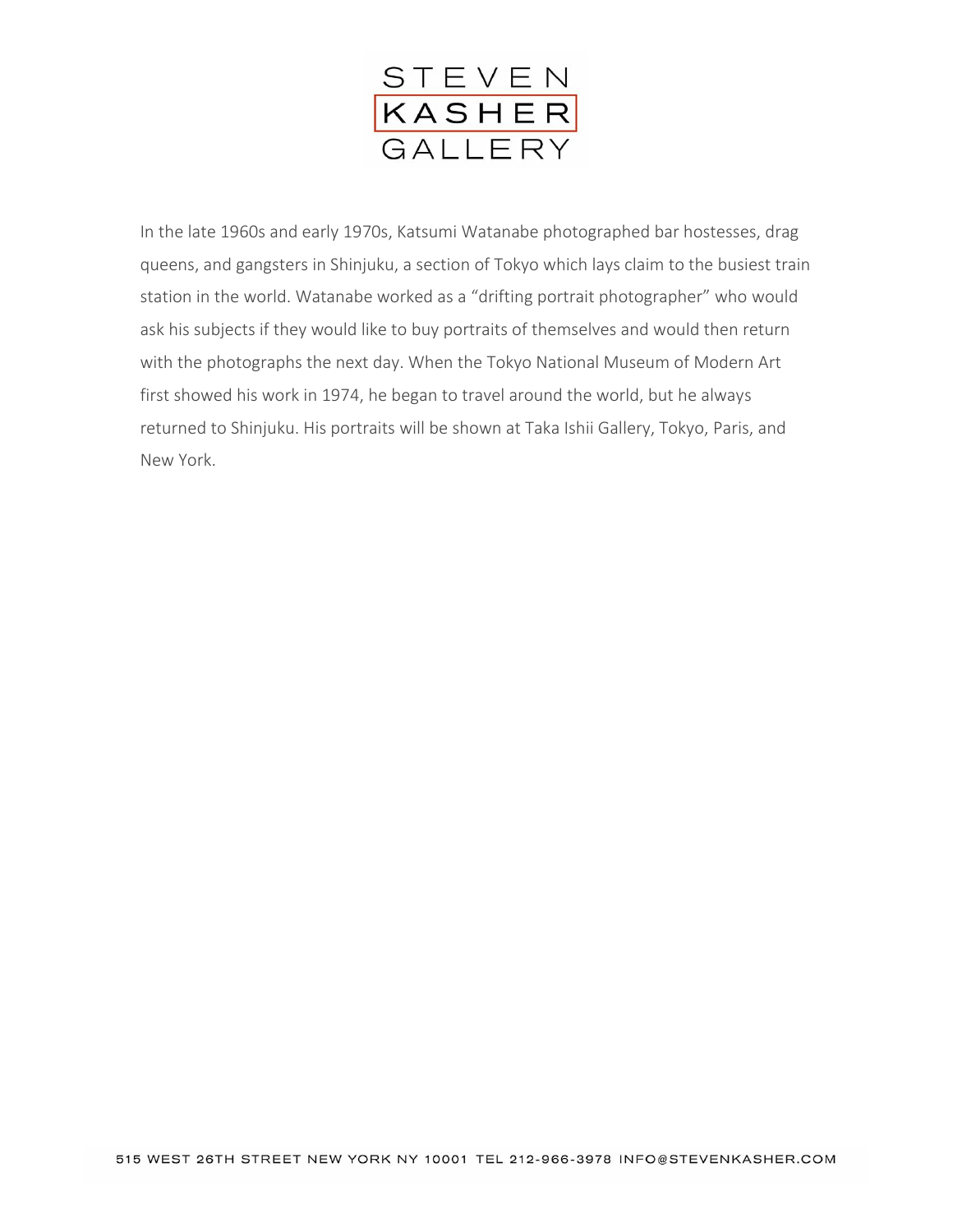In the late 1960s and early 1970s, Katsumi Watanabe photographed bar hostesses, drag queens, and gangsters in Shinjuku, a section of Tokyo which lays claim to the busiest train station in the world. Watanabe worked as a "drifting portrait photographer" who would ask his subjects if they would like to buy portraits of themselves and would then return with the photographs the next day. When the Tokyo National Museum of Modern Art first showed his work in 1974, he began to travel around the world, but he always returned to Shinjuku. His portraits will be shown at Taka Ishii Gallery, Tokyo, Paris, and New York.